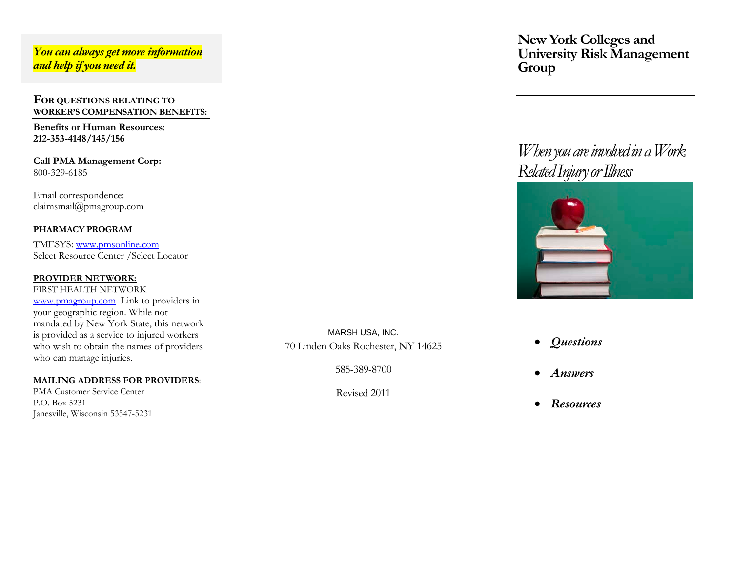***You can always get more information and help if you need it.***

### FOR QUESTIONS RELATING TO WORKER'S COMPENSATION BENEFITS:

**Benefits or Human Resources**: **212-353-4148/145/156**

**Call PMA Management Corp:**
800-329-6185

Email correspondence:
claimsmail@pmagroup.com

### PHARMACY PROGRAM

TMESYS: www.pmsonline.com
Select Resource Center /Select Locator

### PROVIDER NETWORK:

FIRST HEALTH NETWORK
www.pmagroup.com Link to providers in your geographic region. While not mandated by New York State, this network is provided as a service to injured workers who wish to obtain the names of providers who can manage injuries.

### MAILING ADDRESS FOR PROVIDERS:

PMA Customer Service Center
P.O. Box 5231
Janesville, Wisconsin 53547-5231

MARSH USA, INC.
70 Linden Oaks Rochester, NY 14625

585-389-8700

Revised 2011

# New York Colleges and University Risk Management Group

## *When you are involved in a Work Related Injury or Illness*

- ***Questions***
- ***Answers***
- ***Resources***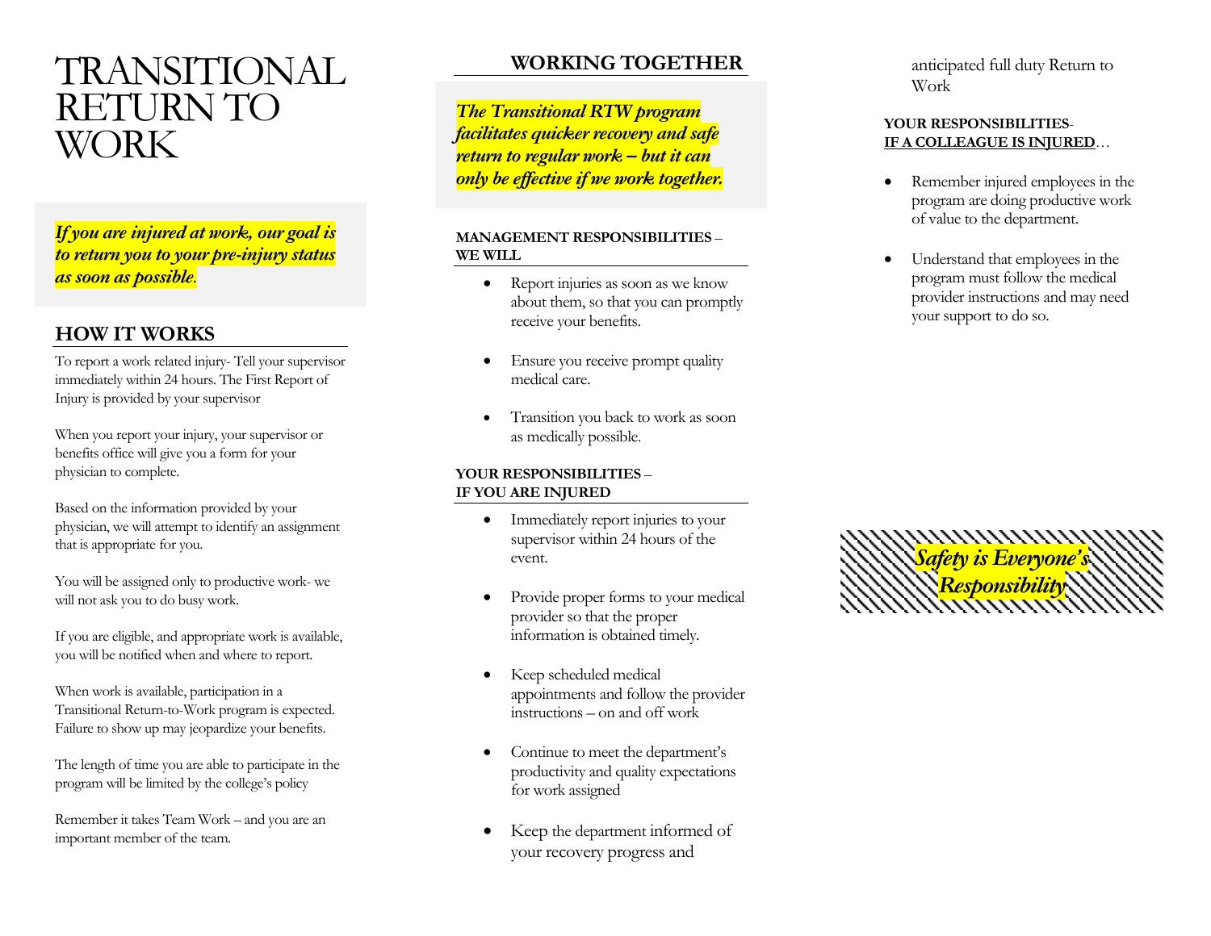# TRANSITIONAL RETURN TO WORK

***If you are injured at work, our goal is to return you to your pre-injury status as soon as possible.***

## HOW IT WORKS

To report a work related injury- Tell your supervisor immediately within 24 hours. The First Report of Injury is provided by your supervisor

When you report your injury, your supervisor or benefits office will give you a form for your physician to complete.

Based on the information provided by your physician, we will attempt to identify an assignment that is appropriate for you.

You will be assigned only to productive work- we will not ask you to do busy work.

If you are eligible, and appropriate work is available, you will be notified when and where to report.

When work is available, participation in a Transitional Return-to-Work program is expected. Failure to show up may jeopardize your benefits.

The length of time you are able to participate in the program will be limited by the college's policy

Remember it takes Team Work – and you are an important member of the team.

## WORKING TOGETHER

***The Transitional RTW program facilitates quicker recovery and safe return to regular work – but it can only be effective if we work together.***

**MANAGEMENT RESPONSIBILITIES – WE WILL**

- Report injuries as soon as we know about them, so that you can promptly receive your benefits.
- Ensure you receive prompt quality medical care.
- Transition you back to work as soon as medically possible.

**YOUR RESPONSIBILITIES – IF YOU ARE INJURED**

- Immediately report injuries to your supervisor within 24 hours of the event.
- Provide proper forms to your medical provider so that the proper information is obtained timely.
- Keep scheduled medical appointments and follow the provider instructions – on and off work
- Continue to meet the department's productivity and quality expectations for work assigned
- Keep the department informed of your recovery progress and anticipated full duty Return to Work

**YOUR RESPONSIBILITIES- <u>IF A COLLEAGUE IS INJURED</u>…**

- Remember injured employees in the program are doing productive work of value to the department.
- Understand that employees in the program must follow the medical provider instructions and may need your support to do so.

***Safety is Everyone's Responsibility***